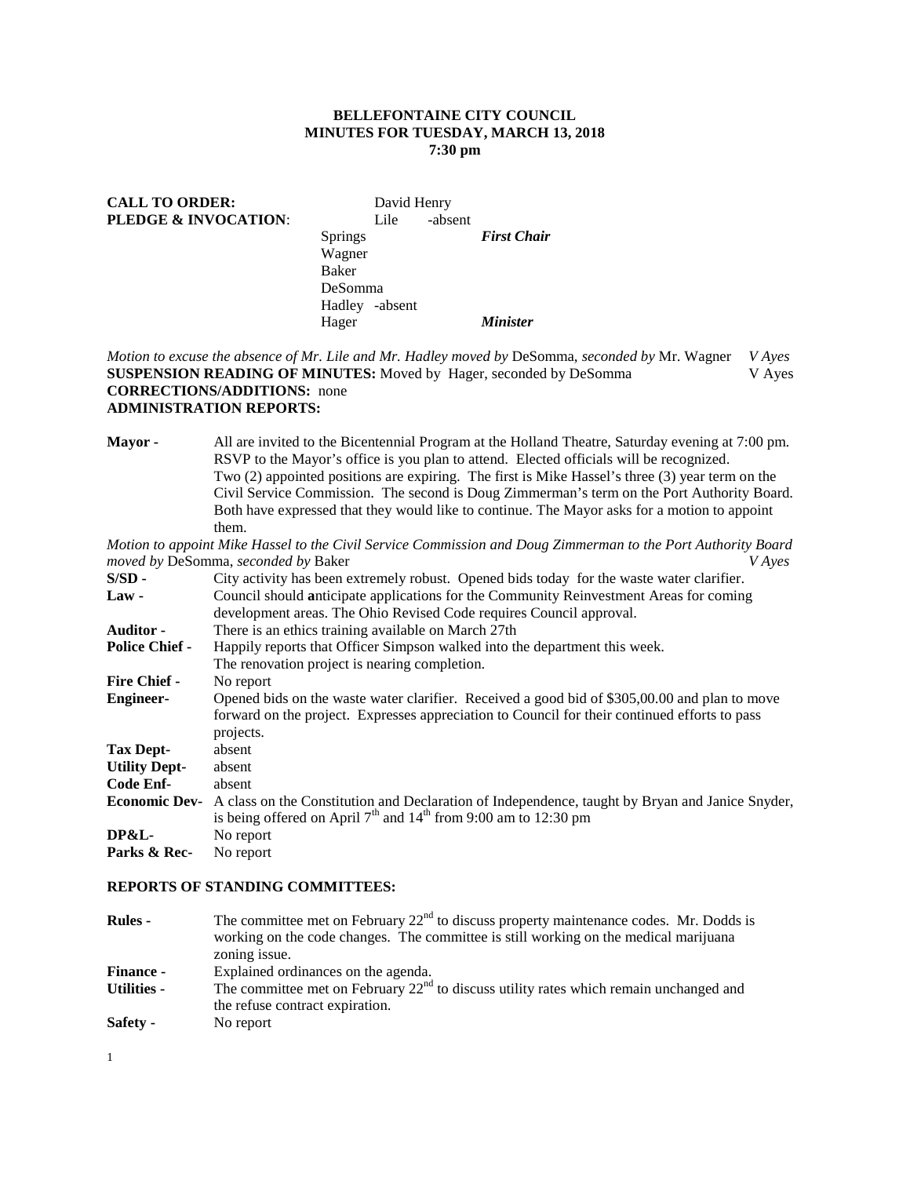**BELLEFONTAINE CITY COUNCIL**
**MINUTES FOR TUESDAY, MARCH 13, 2018**
**7:30 pm**

**CALL TO ORDER:** David Henry
**PLEDGE & INVOCATION**: Lile -absent

Springs *First Chair*
Wagner
Baker
DeSomma
Hadley -absent
Hager *Minister*

*Motion to excuse the absence of Mr. Lile and Mr. Hadley moved by* DeSomma, *seconded by* Mr. Wagner *V Ayes*
**SUSPENSION READING OF MINUTES:** Moved by Hager, seconded by DeSomma V Ayes
**CORRECTIONS/ADDITIONS:** none
**ADMINISTRATION REPORTS:**

**Mayor -** All are invited to the Bicentennial Program at the Holland Theatre, Saturday evening at 7:00 pm. RSVP to the Mayor's office is you plan to attend. Elected officials will be recognized. Two (2) appointed positions are expiring. The first is Mike Hassel's three (3) year term on the Civil Service Commission. The second is Doug Zimmerman's term on the Port Authority Board. Both have expressed that they would like to continue. The Mayor asks for a motion to appoint them.

*Motion to appoint Mike Hassel to the Civil Service Commission and Doug Zimmerman to the Port Authority Board moved by* DeSomma, *seconded by* Baker *V Ayes*

**S/SD -** City activity has been extremely robust. Opened bids today for the waste water clarifier.
**Law -** Council should **a**nticipate applications for the Community Reinvestment Areas for coming development areas. The Ohio Revised Code requires Council approval.
**Auditor -** There is an ethics training available on March 27th
**Police Chief -** Happily reports that Officer Simpson walked into the department this week. The renovation project is nearing completion.
**Fire Chief -** No report
**Engineer-** Opened bids on the waste water clarifier. Received a good bid of $305,00.00 and plan to move forward on the project. Expresses appreciation to Council for their continued efforts to pass projects.
**Tax Dept-** absent
**Utility Dept-** absent
**Code Enf-** absent
**Economic Dev-** A class on the Constitution and Declaration of Independence, taught by Bryan and Janice Snyder, is being offered on April 7th and 14th from 9:00 am to 12:30 pm
**DP&L-** No report
**Parks & Rec-** No report

**REPORTS OF STANDING COMMITTEES:**

**Rules -** The committee met on February 22nd to discuss property maintenance codes. Mr. Dodds is working on the code changes. The committee is still working on the medical marijuana zoning issue.
**Finance -** Explained ordinances on the agenda.
**Utilities -** The committee met on February 22nd to discuss utility rates which remain unchanged and the refuse contract expiration.
**Safety -** No report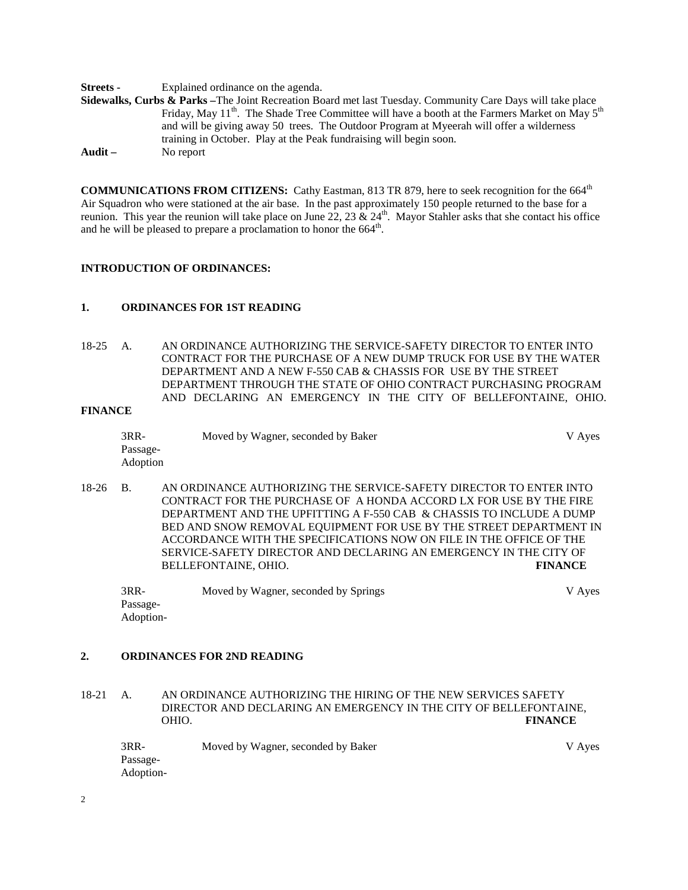**Streets -** Explained ordinance on the agenda.

**Sidewalks, Curbs & Parks –** The Joint Recreation Board met last Tuesday. Community Care Days will take place Friday, May 11th. The Shade Tree Committee will have a booth at the Farmers Market on May 5th and will be giving away 50 trees. The Outdoor Program at Myeerah will offer a wilderness training in October. Play at the Peak fundraising will begin soon.

**Audit –** No report

**COMMUNICATIONS FROM CITIZENS:** Cathy Eastman, 813 TR 879, here to seek recognition for the 664th Air Squadron who were stationed at the air base. In the past approximately 150 people returned to the base for a reunion. This year the reunion will take place on June 22, 23 & 24th. Mayor Stahler asks that she contact his office and he will be pleased to prepare a proclamation to honor the 664th.

**INTRODUCTION OF ORDINANCES:**

**1. ORDINANCES FOR 1ST READING**

18-25 A. AN ORDINANCE AUTHORIZING THE SERVICE-SAFETY DIRECTOR TO ENTER INTO CONTRACT FOR THE PURCHASE OF A NEW DUMP TRUCK FOR USE BY THE WATER DEPARTMENT AND A NEW F-550 CAB & CHASSIS FOR USE BY THE STREET DEPARTMENT THROUGH THE STATE OF OHIO CONTRACT PURCHASING PROGRAM AND DECLARING AN EMERGENCY IN THE CITY OF BELLEFONTAINE, OHIO. **FINANCE**

3RR-Passage-Adoption — Moved by Wagner, seconded by Baker — V Ayes

18-26 B. AN ORDINANCE AUTHORIZING THE SERVICE-SAFETY DIRECTOR TO ENTER INTO CONTRACT FOR THE PURCHASE OF A HONDA ACCORD LX FOR USE BY THE FIRE DEPARTMENT AND THE UPFITTING A F-550 CAB & CHASSIS TO INCLUDE A DUMP BED AND SNOW REMOVAL EQUIPMENT FOR USE BY THE STREET DEPARTMENT IN ACCORDANCE WITH THE SPECIFICATIONS NOW ON FILE IN THE OFFICE OF THE SERVICE-SAFETY DIRECTOR AND DECLARING AN EMERGENCY IN THE CITY OF BELLEFONTAINE, OHIO. **FINANCE**

3RR-Passage-Adoption- — Moved by Wagner, seconded by Springs — V Ayes

**2. ORDINANCES FOR 2ND READING**

18-21 A. AN ORDINANCE AUTHORIZING THE HIRING OF THE NEW SERVICES SAFETY DIRECTOR AND DECLARING AN EMERGENCY IN THE CITY OF BELLEFONTAINE, OHIO. **FINANCE**

3RR-Passage-Adoption- — Moved by Wagner, seconded by Baker — V Ayes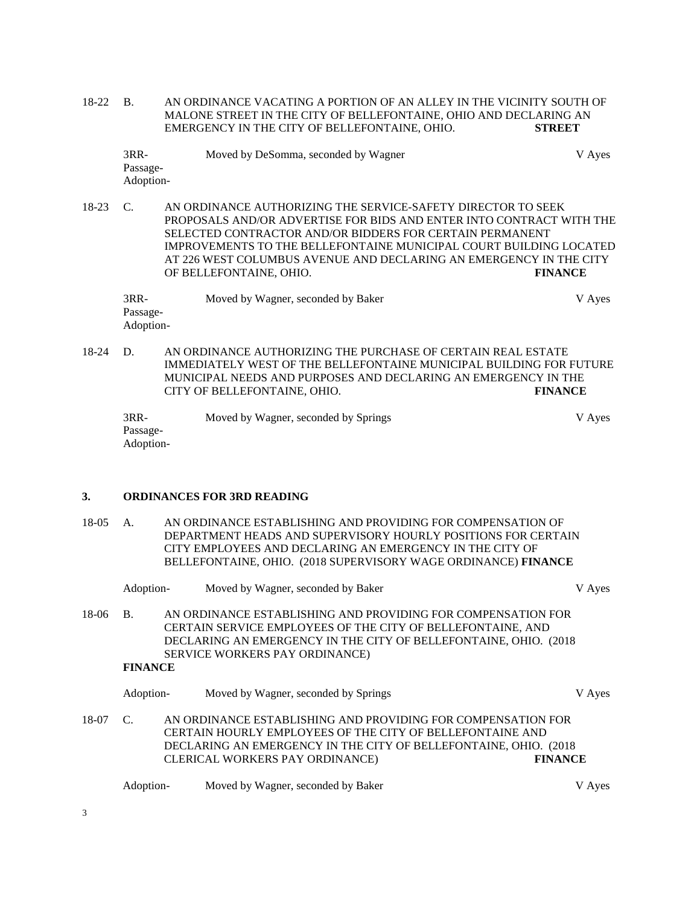18-22 B. AN ORDINANCE VACATING A PORTION OF AN ALLEY IN THE VICINITY SOUTH OF MALONE STREET IN THE CITY OF BELLEFONTAINE, OHIO AND DECLARING AN EMERGENCY IN THE CITY OF BELLEFONTAINE, OHIO. **STREET**

3RR-
Passage-
Adoption- Moved by DeSomma, seconded by Wagner V Ayes

18-23 C. AN ORDINANCE AUTHORIZING THE SERVICE-SAFETY DIRECTOR TO SEEK PROPOSALS AND/OR ADVERTISE FOR BIDS AND ENTER INTO CONTRACT WITH THE SELECTED CONTRACTOR AND/OR BIDDERS FOR CERTAIN PERMANENT IMPROVEMENTS TO THE BELLEFONTAINE MUNICIPAL COURT BUILDING LOCATED AT 226 WEST COLUMBUS AVENUE AND DECLARING AN EMERGENCY IN THE CITY OF BELLEFONTAINE, OHIO. **FINANCE**

3RR-
Passage-
Adoption- Moved by Wagner, seconded by Baker V Ayes

18-24 D. AN ORDINANCE AUTHORIZING THE PURCHASE OF CERTAIN REAL ESTATE IMMEDIATELY WEST OF THE BELLEFONTAINE MUNICIPAL BUILDING FOR FUTURE MUNICIPAL NEEDS AND PURPOSES AND DECLARING AN EMERGENCY IN THE CITY OF BELLEFONTAINE, OHIO. **FINANCE**

3RR-
Passage-
Adoption- Moved by Wagner, seconded by Springs V Ayes

## 3. ORDINANCES FOR 3RD READING

18-05 A. AN ORDINANCE ESTABLISHING AND PROVIDING FOR COMPENSATION OF DEPARTMENT HEADS AND SUPERVISORY HOURLY POSITIONS FOR CERTAIN CITY EMPLOYEES AND DECLARING AN EMERGENCY IN THE CITY OF BELLEFONTAINE, OHIO. (2018 SUPERVISORY WAGE ORDINANCE) **FINANCE**

Adoption- Moved by Wagner, seconded by Baker V Ayes

18-06 B. AN ORDINANCE ESTABLISHING AND PROVIDING FOR COMPENSATION FOR CERTAIN SERVICE EMPLOYEES OF THE CITY OF BELLEFONTAINE, AND DECLARING AN EMERGENCY IN THE CITY OF BELLEFONTAINE, OHIO. (2018 SERVICE WORKERS PAY ORDINANCE)
**FINANCE**

Adoption- Moved by Wagner, seconded by Springs V Ayes

18-07 C. AN ORDINANCE ESTABLISHING AND PROVIDING FOR COMPENSATION FOR CERTAIN HOURLY EMPLOYEES OF THE CITY OF BELLEFONTAINE AND DECLARING AN EMERGENCY IN THE CITY OF BELLEFONTAINE, OHIO. (2018 CLERICAL WORKERS PAY ORDINANCE) **FINANCE**

Adoption- Moved by Wagner, seconded by Baker V Ayes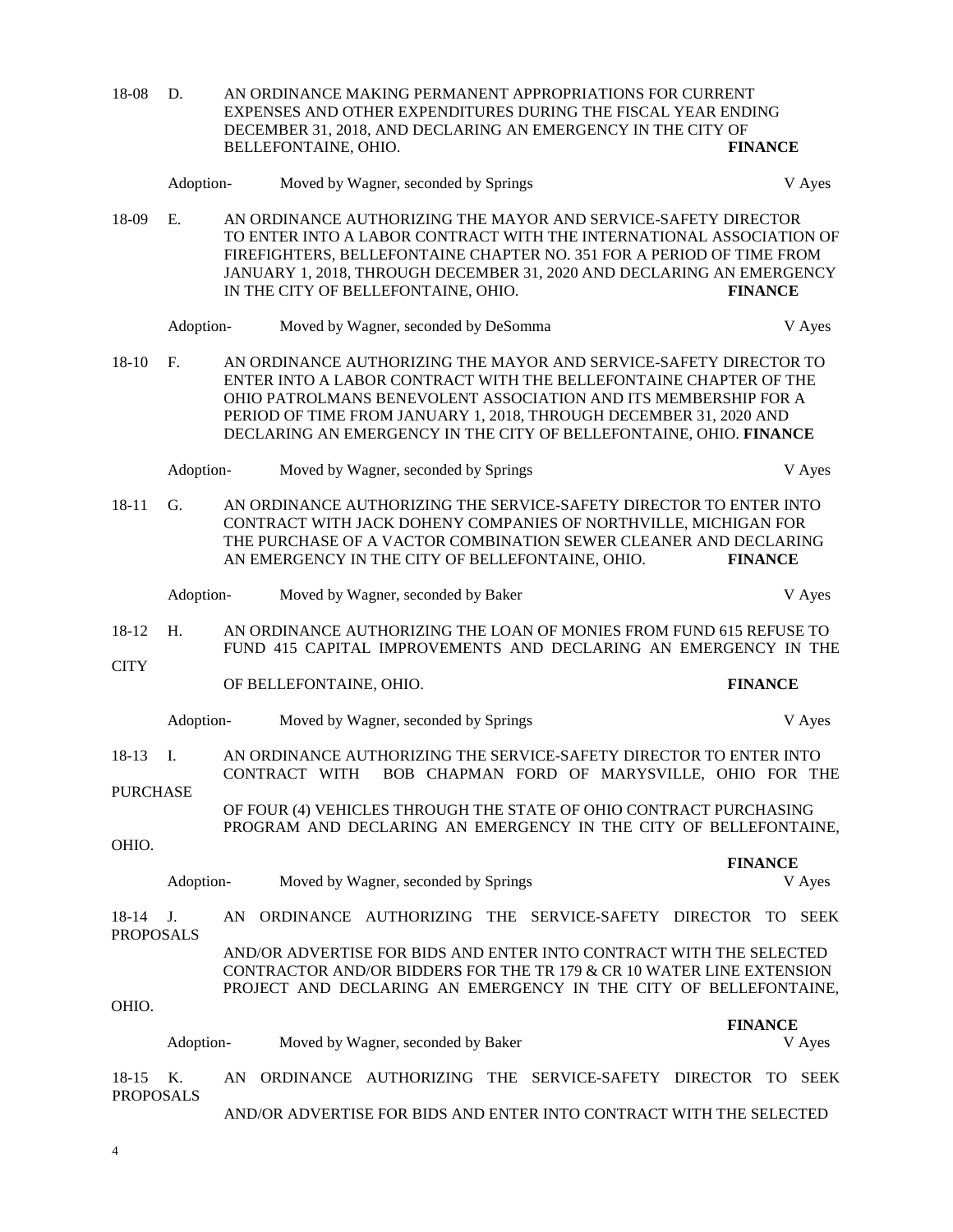18-08 D. AN ORDINANCE MAKING PERMANENT APPROPRIATIONS FOR CURRENT EXPENSES AND OTHER EXPENDITURES DURING THE FISCAL YEAR ENDING DECEMBER 31, 2018, AND DECLARING AN EMERGENCY IN THE CITY OF BELLEFONTAINE, OHIO. **FINANCE**

Adoption- Moved by Wagner, seconded by Springs V Ayes

18-09 E. AN ORDINANCE AUTHORIZING THE MAYOR AND SERVICE-SAFETY DIRECTOR TO ENTER INTO A LABOR CONTRACT WITH THE INTERNATIONAL ASSOCIATION OF FIREFIGHTERS, BELLEFONTAINE CHAPTER NO. 351 FOR A PERIOD OF TIME FROM JANUARY 1, 2018, THROUGH DECEMBER 31, 2020 AND DECLARING AN EMERGENCY IN THE CITY OF BELLEFONTAINE, OHIO. **FINANCE**

Adoption- Moved by Wagner, seconded by DeSomma V Ayes

18-10 F. AN ORDINANCE AUTHORIZING THE MAYOR AND SERVICE-SAFETY DIRECTOR TO ENTER INTO A LABOR CONTRACT WITH THE BELLEFONTAINE CHAPTER OF THE OHIO PATROLMANS BENEVOLENT ASSOCIATION AND ITS MEMBERSHIP FOR A PERIOD OF TIME FROM JANUARY 1, 2018, THROUGH DECEMBER 31, 2020 AND DECLARING AN EMERGENCY IN THE CITY OF BELLEFONTAINE, OHIO. **FINANCE**

Adoption- Moved by Wagner, seconded by Springs V Ayes

18-11 G. AN ORDINANCE AUTHORIZING THE SERVICE-SAFETY DIRECTOR TO ENTER INTO CONTRACT WITH JACK DOHENY COMPANIES OF NORTHVILLE, MICHIGAN FOR THE PURCHASE OF A VACTOR COMBINATION SEWER CLEANER AND DECLARING AN EMERGENCY IN THE CITY OF BELLEFONTAINE, OHIO. **FINANCE**

Adoption- Moved by Wagner, seconded by Baker V Ayes

18-12 H. AN ORDINANCE AUTHORIZING THE LOAN OF MONIES FROM FUND 615 REFUSE TO FUND 415 CAPITAL IMPROVEMENTS AND DECLARING AN EMERGENCY IN THE CITY OF BELLEFONTAINE, OHIO. **FINANCE**

Adoption- Moved by Wagner, seconded by Springs V Ayes

18-13 I. AN ORDINANCE AUTHORIZING THE SERVICE-SAFETY DIRECTOR TO ENTER INTO CONTRACT WITH BOB CHAPMAN FORD OF MARYSVILLE, OHIO FOR THE PURCHASE OF FOUR (4) VEHICLES THROUGH THE STATE OF OHIO CONTRACT PURCHASING PROGRAM AND DECLARING AN EMERGENCY IN THE CITY OF BELLEFONTAINE, OHIO. **FINANCE**

Adoption- Moved by Wagner, seconded by Springs V Ayes

18-14 J. AN ORDINANCE AUTHORIZING THE SERVICE-SAFETY DIRECTOR TO SEEK PROPOSALS AND/OR ADVERTISE FOR BIDS AND ENTER INTO CONTRACT WITH THE SELECTED CONTRACTOR AND/OR BIDDERS FOR THE TR 179 & CR 10 WATER LINE EXTENSION PROJECT AND DECLARING AN EMERGENCY IN THE CITY OF BELLEFONTAINE, OHIO. **FINANCE**

Adoption- Moved by Wagner, seconded by Baker V Ayes

18-15 K. AN ORDINANCE AUTHORIZING THE SERVICE-SAFETY DIRECTOR TO SEEK PROPOSALS AND/OR ADVERTISE FOR BIDS AND ENTER INTO CONTRACT WITH THE SELECTED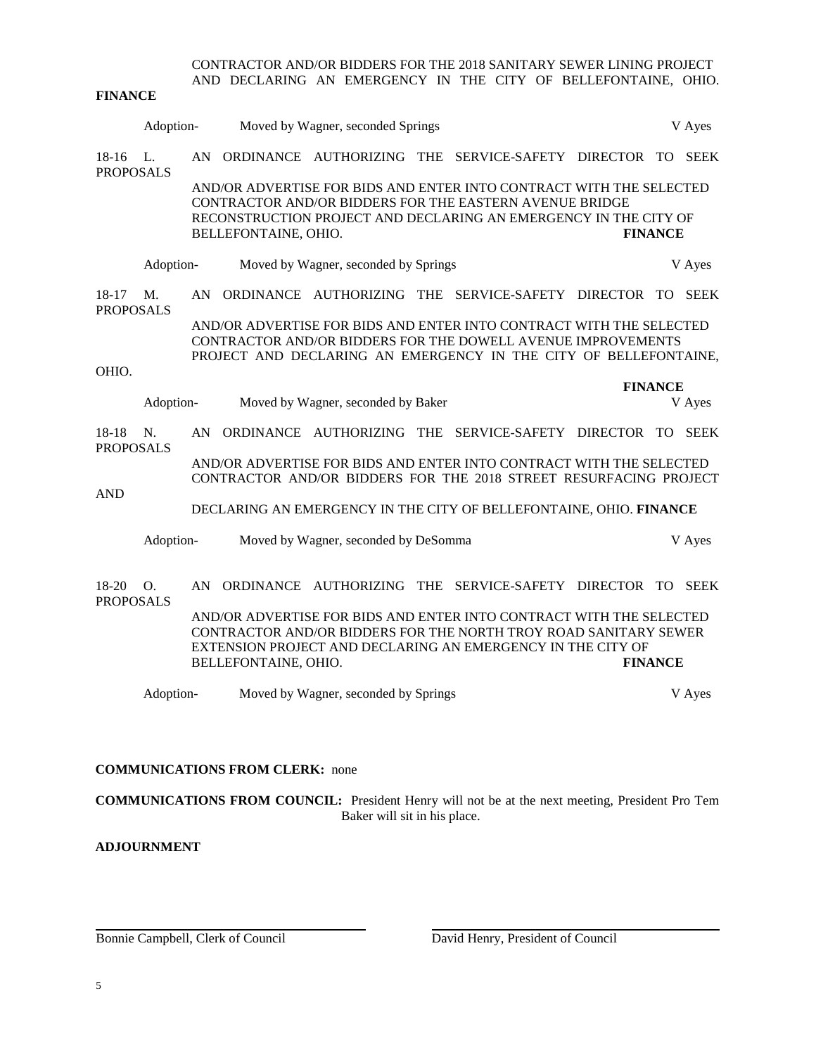CONTRACTOR AND/OR BIDDERS FOR THE 2018 SANITARY SEWER LINING PROJECT AND DECLARING AN EMERGENCY IN THE CITY OF BELLEFONTAINE, OHIO. **FINANCE**

Adoption- Moved by Wagner, seconded Springs V Ayes

18-16 L. AN ORDINANCE AUTHORIZING THE SERVICE-SAFETY DIRECTOR TO SEEK PROPOSALS AND/OR ADVERTISE FOR BIDS AND ENTER INTO CONTRACT WITH THE SELECTED CONTRACTOR AND/OR BIDDERS FOR THE EASTERN AVENUE BRIDGE RECONSTRUCTION PROJECT AND DECLARING AN EMERGENCY IN THE CITY OF BELLEFONTAINE, OHIO. **FINANCE**

Adoption- Moved by Wagner, seconded by Springs V Ayes

18-17 M. AN ORDINANCE AUTHORIZING THE SERVICE-SAFETY DIRECTOR TO SEEK PROPOSALS AND/OR ADVERTISE FOR BIDS AND ENTER INTO CONTRACT WITH THE SELECTED CONTRACTOR AND/OR BIDDERS FOR THE DOWELL AVENUE IMPROVEMENTS PROJECT AND DECLARING AN EMERGENCY IN THE CITY OF BELLEFONTAINE, OHIO. **FINANCE**

Adoption- Moved by Wagner, seconded by Baker V Ayes

18-18 N. AN ORDINANCE AUTHORIZING THE SERVICE-SAFETY DIRECTOR TO SEEK PROPOSALS AND/OR ADVERTISE FOR BIDS AND ENTER INTO CONTRACT WITH THE SELECTED CONTRACTOR AND/OR BIDDERS FOR THE 2018 STREET RESURFACING PROJECT AND DECLARING AN EMERGENCY IN THE CITY OF BELLEFONTAINE, OHIO. **FINANCE**

Adoption- Moved by Wagner, seconded by DeSomma V Ayes

18-20 O. AN ORDINANCE AUTHORIZING THE SERVICE-SAFETY DIRECTOR TO SEEK PROPOSALS AND/OR ADVERTISE FOR BIDS AND ENTER INTO CONTRACT WITH THE SELECTED CONTRACTOR AND/OR BIDDERS FOR THE NORTH TROY ROAD SANITARY SEWER EXTENSION PROJECT AND DECLARING AN EMERGENCY IN THE CITY OF BELLEFONTAINE, OHIO. **FINANCE**

Adoption- Moved by Wagner, seconded by Springs V Ayes

**COMMUNICATIONS FROM CLERK:** none

**COMMUNICATIONS FROM COUNCIL:** President Henry will not be at the next meeting, President Pro Tem Baker will sit in his place.

**ADJOURNMENT**

Bonnie Campbell, Clerk of Council

David Henry, President of Council